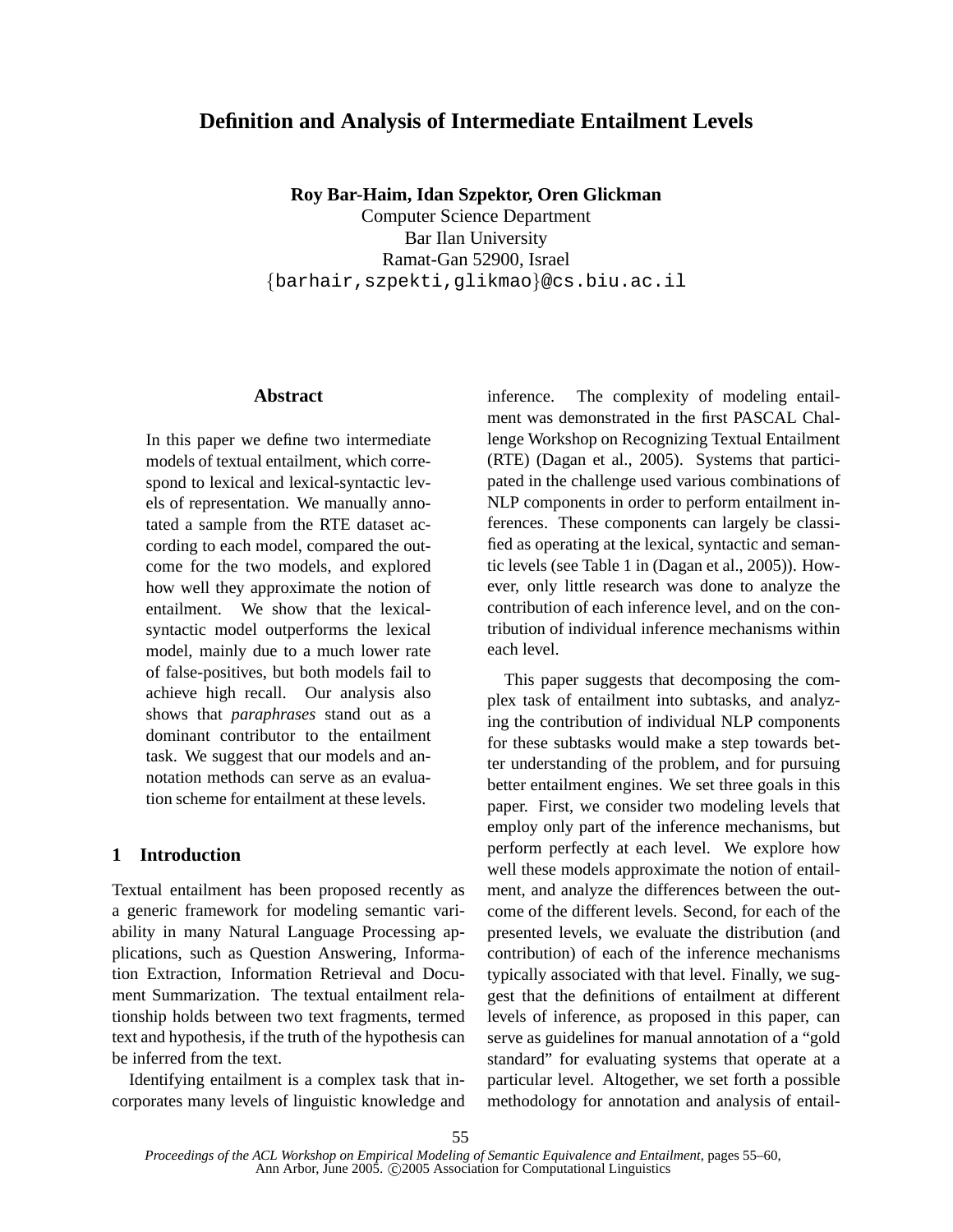# Definition and Analysis of Intermediate Entailment Levels

**Roy Bar-Haim, Idan Szpektor, Oren Glickman**
Computer Science Department
Bar Ilan University
Ramat-Gan 52900, Israel
{barhair,szpekti,glikmao}@cs.biu.ac.il

## Abstract

In this paper we define two intermediate models of textual entailment, which correspond to lexical and lexical-syntactic levels of representation. We manually annotated a sample from the RTE dataset according to each model, compared the outcome for the two models, and explored how well they approximate the notion of entailment. We show that the lexical-syntactic model outperforms the lexical model, mainly due to a much lower rate of false-positives, but both models fail to achieve high recall. Our analysis also shows that *paraphrases* stand out as a dominant contributor to the entailment task. We suggest that our models and annotation methods can serve as an evaluation scheme for entailment at these levels.

## 1 Introduction

Textual entailment has been proposed recently as a generic framework for modeling semantic variability in many Natural Language Processing applications, such as Question Answering, Information Extraction, Information Retrieval and Document Summarization. The textual entailment relationship holds between two text fragments, termed text and hypothesis, if the truth of the hypothesis can be inferred from the text.

Identifying entailment is a complex task that incorporates many levels of linguistic knowledge and inference. The complexity of modeling entailment was demonstrated in the first PASCAL Challenge Workshop on Recognizing Textual Entailment (RTE) (Dagan et al., 2005). Systems that participated in the challenge used various combinations of NLP components in order to perform entailment inferences. These components can largely be classified as operating at the lexical, syntactic and semantic levels (see Table 1 in (Dagan et al., 2005)). However, only little research was done to analyze the contribution of each inference level, and on the contribution of individual inference mechanisms within each level.

This paper suggests that decomposing the complex task of entailment into subtasks, and analyzing the contribution of individual NLP components for these subtasks would make a step towards better understanding of the problem, and for pursuing better entailment engines. We set three goals in this paper. First, we consider two modeling levels that employ only part of the inference mechanisms, but perform perfectly at each level. We explore how well these models approximate the notion of entailment, and analyze the differences between the outcome of the different levels. Second, for each of the presented levels, we evaluate the distribution (and contribution) of each of the inference mechanisms typically associated with that level. Finally, we suggest that the definitions of entailment at different levels of inference, as proposed in this paper, can serve as guidelines for manual annotation of a "gold standard" for evaluating systems that operate at a particular level. Altogether, we set forth a possible methodology for annotation and analysis of entail-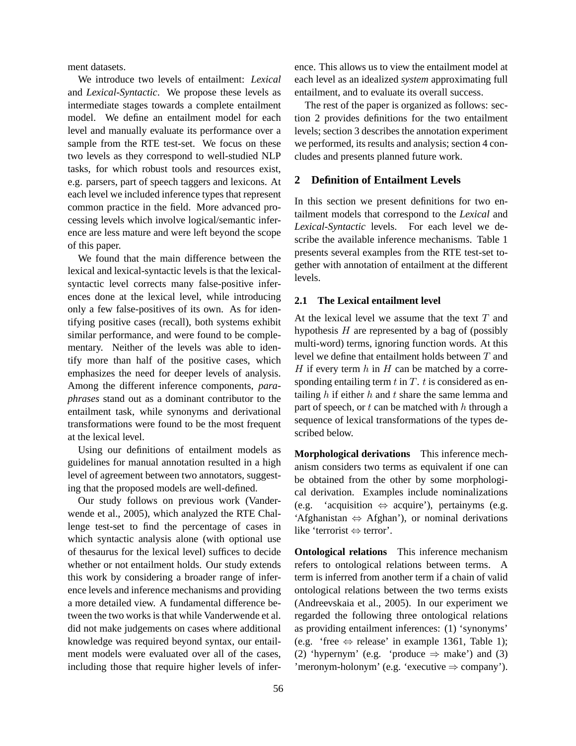ment datasets.

We introduce two levels of entailment: *Lexical* and *Lexical-Syntactic*. We propose these levels as intermediate stages towards a complete entailment model. We define an entailment model for each level and manually evaluate its performance over a sample from the RTE test-set. We focus on these two levels as they correspond to well-studied NLP tasks, for which robust tools and resources exist, e.g. parsers, part of speech taggers and lexicons. At each level we included inference types that represent common practice in the field. More advanced processing levels which involve logical/semantic inference are less mature and were left beyond the scope of this paper.

We found that the main difference between the lexical and lexical-syntactic levels is that the lexical-syntactic level corrects many false-positive inferences done at the lexical level, while introducing only a few false-positives of its own. As for identifying positive cases (recall), both systems exhibit similar performance, and were found to be complementary. Neither of the levels was able to identify more than half of the positive cases, which emphasizes the need for deeper levels of analysis. Among the different inference components, *paraphrases* stand out as a dominant contributor to the entailment task, while synonyms and derivational transformations were found to be the most frequent at the lexical level.

Using our definitions of entailment models as guidelines for manual annotation resulted in a high level of agreement between two annotators, suggesting that the proposed models are well-defined.

Our study follows on previous work (Vanderwende et al., 2005), which analyzed the RTE Challenge test-set to find the percentage of cases in which syntactic analysis alone (with optional use of thesaurus for the lexical level) suffices to decide whether or not entailment holds. Our study extends this work by considering a broader range of inference levels and inference mechanisms and providing a more detailed view. A fundamental difference between the two works is that while Vanderwende et al. did not make judgements on cases where additional knowledge was required beyond syntax, our entailment models were evaluated over all of the cases, including those that require higher levels of inference. This allows us to view the entailment model at each level as an idealized *system* approximating full entailment, and to evaluate its overall success.

The rest of the paper is organized as follows: section 2 provides definitions for the two entailment levels; section 3 describes the annotation experiment we performed, its results and analysis; section 4 concludes and presents planned future work.

## 2 Definition of Entailment Levels

In this section we present definitions for two entailment models that correspond to the *Lexical* and *Lexical-Syntactic* levels. For each level we describe the available inference mechanisms. Table 1 presents several examples from the RTE test-set together with annotation of entailment at the different levels.

### 2.1 The Lexical entailment level

At the lexical level we assume that the text $T$ and hypothesis $H$ are represented by a bag of (possibly multi-word) terms, ignoring function words. At this level we define that entailment holds between $T$ and $H$ if every term $h$ in $H$ can be matched by a corresponding entailing term $t$ in $T$. $t$ is considered as entailing $h$ if either $h$ and $t$ share the same lemma and part of speech, or $t$ can be matched with $h$ through a sequence of lexical transformations of the types described below.

**Morphological derivations** This inference mechanism considers two terms as equivalent if one can be obtained from the other by some morphological derivation. Examples include nominalizations (e.g. 'acquisition $\Leftrightarrow$ acquire'), pertainyms (e.g. 'Afghanistan $\Leftrightarrow$ Afghan'), or nominal derivations like 'terrorist $\Leftrightarrow$ terror'.

**Ontological relations** This inference mechanism refers to ontological relations between terms. A term is inferred from another term if a chain of valid ontological relations between the two terms exists (Andreevskaia et al., 2005). In our experiment we regarded the following three ontological relations as providing entailment inferences: (1) 'synonyms' (e.g. 'free $\Leftrightarrow$ release' in example 1361, Table 1); (2) 'hypernym' (e.g. 'produce $\Rightarrow$ make') and (3) 'meronym-holonym' (e.g. 'executive $\Rightarrow$ company').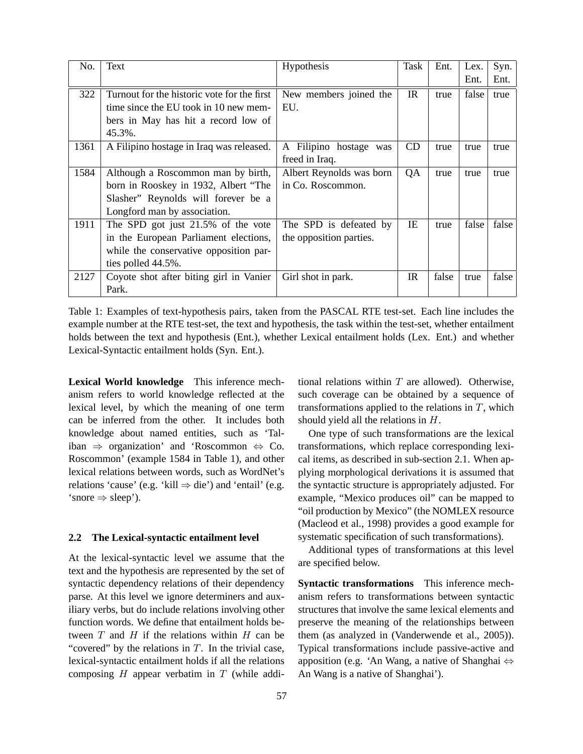| No. | Text | Hypothesis | Task | Ent. | Lex. Ent. | Syn. Ent. |
|---|---|---|---|---|---|---|
| 322 | Turnout for the historic vote for the first time since the EU took in 10 new members in May has hit a record low of 45.3%. | New members joined the EU. | IR | true | false | true |
| 1361 | A Filipino hostage in Iraq was released. | A Filipino hostage was freed in Iraq. | CD | true | true | true |
| 1584 | Although a Roscommon man by birth, born in Rooskey in 1932, Albert "The Slasher" Reynolds will forever be a Longford man by association. | Albert Reynolds was born in Co. Roscommon. | QA | true | true | true |
| 1911 | The SPD got just 21.5% of the vote in the European Parliament elections, while the conservative opposition parties polled 44.5%. | The SPD is defeated by the opposition parties. | IE | true | false | false |
| 2127 | Coyote shot after biting girl in Vanier Park. | Girl shot in park. | IR | false | true | false |

Table 1: Examples of text-hypothesis pairs, taken from the PASCAL RTE test-set. Each line includes the example number at the RTE test-set, the text and hypothesis, the task within the test-set, whether entailment holds between the text and hypothesis (Ent.), whether Lexical entailment holds (Lex. Ent.) and whether Lexical-Syntactic entailment holds (Syn. Ent.).

**Lexical World knowledge** This inference mechanism refers to world knowledge reflected at the lexical level, by which the meaning of one term can be inferred from the other. It includes both knowledge about named entities, such as 'Taliban $\Rightarrow$ organization' and 'Roscommon $\Leftrightarrow$ Co. Roscommon' (example 1584 in Table 1), and other lexical relations between words, such as WordNet's relations 'cause' (e.g. 'kill $\Rightarrow$ die') and 'entail' (e.g. 'snore $\Rightarrow$ sleep').

## 2.2 The Lexical-syntactic entailment level

At the lexical-syntactic level we assume that the text and the hypothesis are represented by the set of syntactic dependency relations of their dependency parse. At this level we ignore determiners and auxiliary verbs, but do include relations involving other function words. We define that entailment holds between $T$ and $H$ if the relations within $H$ can be "covered" by the relations in $T$. In the trivial case, lexical-syntactic entailment holds if all the relations composing $H$ appear verbatim in $T$ (while additional relations within $T$ are allowed). Otherwise, such coverage can be obtained by a sequence of transformations applied to the relations in $T$, which should yield all the relations in $H$.

One type of such transformations are the lexical transformations, which replace corresponding lexical items, as described in sub-section 2.1. When applying morphological derivations it is assumed that the syntactic structure is appropriately adjusted. For example, "Mexico produces oil" can be mapped to "oil production by Mexico" (the NOMLEX resource (Macleod et al., 1998) provides a good example for systematic specification of such transformations).

Additional types of transformations at this level are specified below.

**Syntactic transformations** This inference mechanism refers to transformations between syntactic structures that involve the same lexical elements and preserve the meaning of the relationships between them (as analyzed in (Vanderwende et al., 2005)). Typical transformations include passive-active and apposition (e.g. 'An Wang, a native of Shanghai $\Leftrightarrow$ An Wang is a native of Shanghai').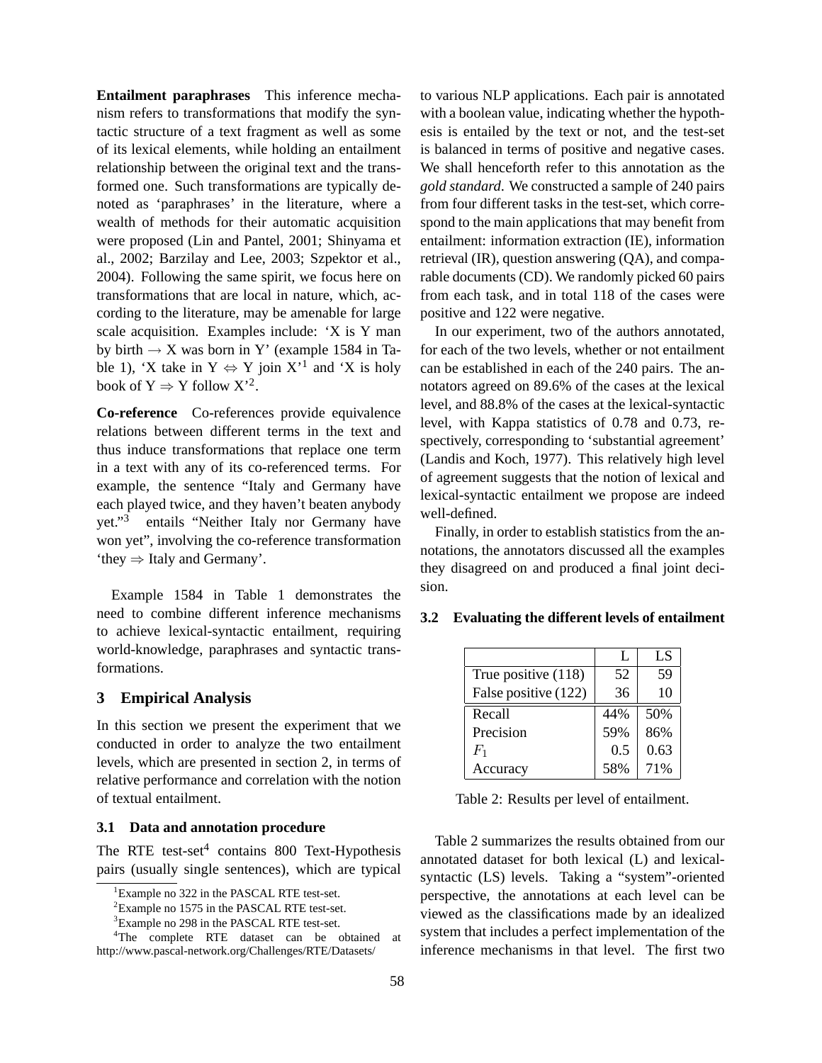**Entailment paraphrases** This inference mechanism refers to transformations that modify the syntactic structure of a text fragment as well as some of its lexical elements, while holding an entailment relationship between the original text and the transformed one. Such transformations are typically denoted as 'paraphrases' in the literature, where a wealth of methods for their automatic acquisition were proposed (Lin and Pantel, 2001; Shinyama et al., 2002; Barzilay and Lee, 2003; Szpektor et al., 2004). Following the same spirit, we focus here on transformations that are local in nature, which, according to the literature, may be amenable for large scale acquisition. Examples include: 'X is Y man by birth $\rightarrow$ X was born in Y' (example 1584 in Table 1), 'X take in Y $\Leftrightarrow$ Y join X'[1] and 'X is holy book of Y $\Rightarrow$ Y follow X'[2].

**Co-reference** Co-references provide equivalence relations between different terms in the text and thus induce transformations that replace one term in a text with any of its co-referenced terms. For example, the sentence "Italy and Germany have each played twice, and they haven't beaten anybody yet."[3] entails "Neither Italy nor Germany have won yet", involving the co-reference transformation 'they $\Rightarrow$ Italy and Germany'.

Example 1584 in Table 1 demonstrates the need to combine different inference mechanisms to achieve lexical-syntactic entailment, requiring world-knowledge, paraphrases and syntactic transformations.

## 3 Empirical Analysis

In this section we present the experiment that we conducted in order to analyze the two entailment levels, which are presented in section 2, in terms of relative performance and correlation with the notion of textual entailment.

### 3.1 Data and annotation procedure

The RTE test-set[4] contains 800 Text-Hypothesis pairs (usually single sentences), which are typical to various NLP applications. Each pair is annotated with a boolean value, indicating whether the hypothesis is entailed by the text or not, and the test-set is balanced in terms of positive and negative cases. We shall henceforth refer to this annotation as the *gold standard*. We constructed a sample of 240 pairs from four different tasks in the test-set, which correspond to the main applications that may benefit from entailment: information extraction (IE), information retrieval (IR), question answering (QA), and comparable documents (CD). We randomly picked 60 pairs from each task, and in total 118 of the cases were positive and 122 were negative.

In our experiment, two of the authors annotated, for each of the two levels, whether or not entailment can be established in each of the 240 pairs. The annotators agreed on 89.6% of the cases at the lexical level, and 88.8% of the cases at the lexical-syntactic level, with Kappa statistics of 0.78 and 0.73, respectively, corresponding to 'substantial agreement' (Landis and Koch, 1977). This relatively high level of agreement suggests that the notion of lexical and lexical-syntactic entailment we propose are indeed well-defined.

Finally, in order to establish statistics from the annotations, the annotators discussed all the examples they disagreed on and produced a final joint decision.

### 3.2 Evaluating the different levels of entailment

| | L | LS |
|---|---|---|
| True positive (118) | 52 | 59 |
| False positive (122) | 36 | 10 |
| Recall | 44% | 50% |
| Precision | 59% | 86% |
| $F_1$ | 0.5 | 0.63 |
| Accuracy | 58% | 71% |

Table 2: Results per level of entailment.

Table 2 summarizes the results obtained from our annotated dataset for both lexical (L) and lexical-syntactic (LS) levels. Taking a "system"-oriented perspective, the annotations at each level can be viewed as the classifications made by an idealized system that includes a perfect implementation of the inference mechanisms in that level. The first two

[1] Example no 322 in the PASCAL RTE test-set.

[2] Example no 1575 in the PASCAL RTE test-set.

[3] Example no 298 in the PASCAL RTE test-set.

[4] The complete RTE dataset can be obtained at http://www.pascal-network.org/Challenges/RTE/Datasets/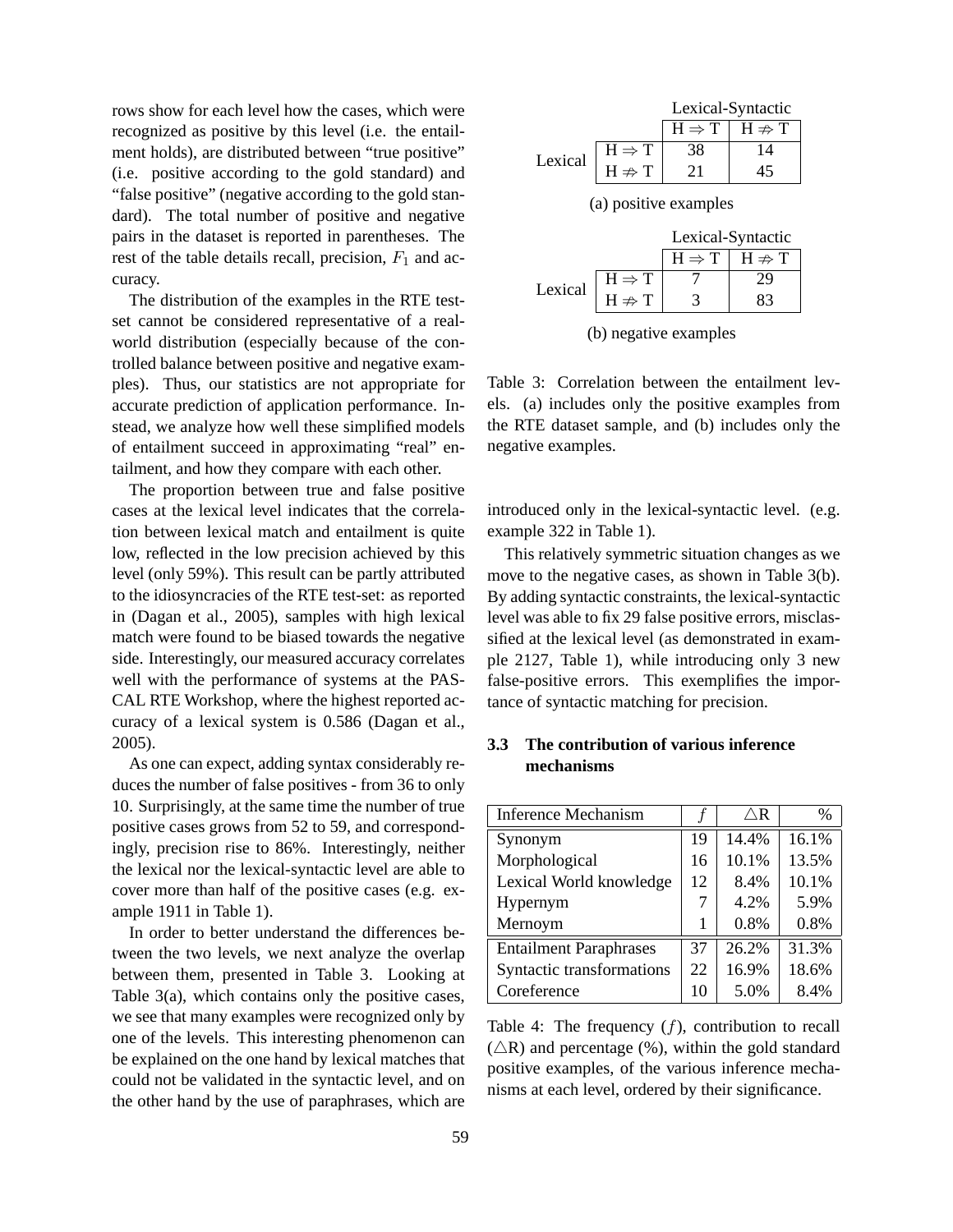rows show for each level how the cases, which were recognized as positive by this level (i.e. the entailment holds), are distributed between "true positive" (i.e. positive according to the gold standard) and "false positive" (negative according to the gold standard). The total number of positive and negative pairs in the dataset is reported in parentheses. The rest of the table details recall, precision, $F_1$ and accuracy.

The distribution of the examples in the RTE test-set cannot be considered representative of a real-world distribution (especially because of the controlled balance between positive and negative examples). Thus, our statistics are not appropriate for accurate prediction of application performance. Instead, we analyze how well these simplified models of entailment succeed in approximating "real" entailment, and how they compare with each other.

The proportion between true and false positive cases at the lexical level indicates that the correlation between lexical match and entailment is quite low, reflected in the low precision achieved by this level (only 59%). This result can be partly attributed to the idiosyncracies of the RTE test-set: as reported in (Dagan et al., 2005), samples with high lexical match were found to be biased towards the negative side. Interestingly, our measured accuracy correlates well with the performance of systems at the PASCAL RTE Workshop, where the highest reported accuracy of a lexical system is 0.586 (Dagan et al., 2005).

As one can expect, adding syntax considerably reduces the number of false positives - from 36 to only 10. Surprisingly, at the same time the number of true positive cases grows from 52 to 59, and correspondingly, precision rise to 86%. Interestingly, neither the lexical nor the lexical-syntactic level are able to cover more than half of the positive cases (e.g. example 1911 in Table 1).

In order to better understand the differences between the two levels, we next analyze the overlap between them, presented in Table 3. Looking at Table 3(a), which contains only the positive cases, we see that many examples were recognized only by one of the levels. This interesting phenomenon can be explained on the one hand by lexical matches that could not be validated in the syntactic level, and on the other hand by the use of paraphrases, which are introduced only in the lexical-syntactic level. (e.g. example 322 in Table 1).

| | | Lexical-Syntactic | |
|---|---|---|---|
| | | $H \Rightarrow T$ | $H \not\Rightarrow T$ |
| Lexical | $H \Rightarrow T$ | 38 | 14 |
| | $H \not\Rightarrow T$ | 21 | 45 |

(a) positive examples

| | | Lexical-Syntactic | |
|---|---|---|---|
| | | $H \Rightarrow T$ | $H \not\Rightarrow T$ |
| Lexical | $H \Rightarrow T$ | 7 | 29 |
| | $H \not\Rightarrow T$ | 3 | 83 |

(b) negative examples

Table 3: Correlation between the entailment levels. (a) includes only the positive examples from the RTE dataset sample, and (b) includes only the negative examples.

This relatively symmetric situation changes as we move to the negative cases, as shown in Table 3(b). By adding syntactic constraints, the lexical-syntactic level was able to fix 29 false positive errors, misclassified at the lexical level (as demonstrated in example 2127, Table 1), while introducing only 3 new false-positive errors. This exemplifies the importance of syntactic matching for precision.

### 3.3 The contribution of various inference mechanisms

| Inference Mechanism | $f$ | $\triangle$R | % |
|---|---|---|---|
| Synonym | 19 | 14.4% | 16.1% |
| Morphological | 16 | 10.1% | 13.5% |
| Lexical World knowledge | 12 | 8.4% | 10.1% |
| Hypernym | 7 | 4.2% | 5.9% |
| Mernoym | 1 | 0.8% | 0.8% |
| Entailment Paraphrases | 37 | 26.2% | 31.3% |
| Syntactic transformations | 22 | 16.9% | 18.6% |
| Coreference | 10 | 5.0% | 8.4% |

Table 4: The frequency ($f$), contribution to recall ($\triangle$R) and percentage (%), within the gold standard positive examples, of the various inference mechanisms at each level, ordered by their significance.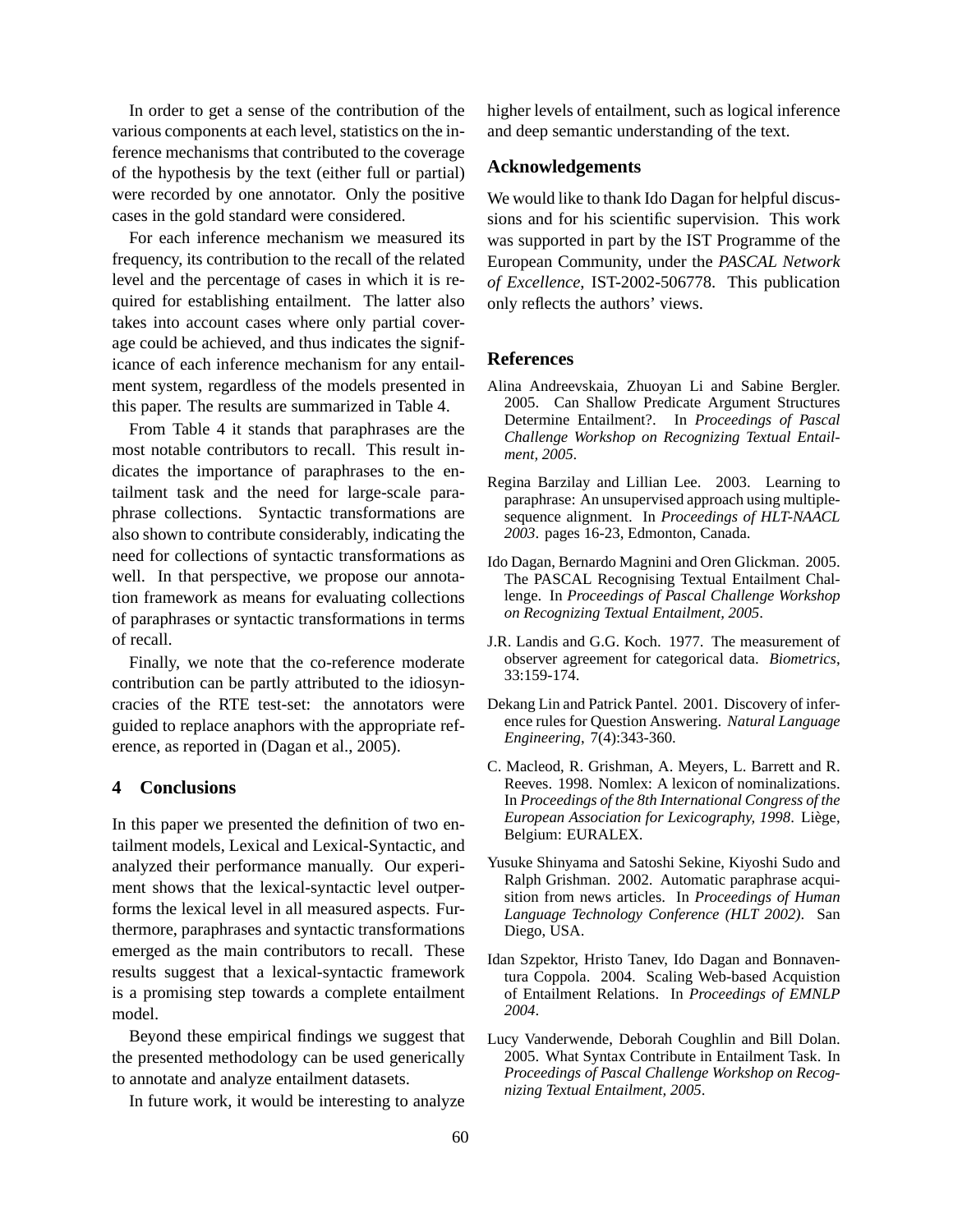In order to get a sense of the contribution of the various components at each level, statistics on the inference mechanisms that contributed to the coverage of the hypothesis by the text (either full or partial) were recorded by one annotator. Only the positive cases in the gold standard were considered.

For each inference mechanism we measured its frequency, its contribution to the recall of the related level and the percentage of cases in which it is required for establishing entailment. The latter also takes into account cases where only partial coverage could be achieved, and thus indicates the significance of each inference mechanism for any entailment system, regardless of the models presented in this paper. The results are summarized in Table 4.

From Table 4 it stands that paraphrases are the most notable contributors to recall. This result indicates the importance of paraphrases to the entailment task and the need for large-scale paraphrase collections. Syntactic transformations are also shown to contribute considerably, indicating the need for collections of syntactic transformations as well. In that perspective, we propose our annotation framework as means for evaluating collections of paraphrases or syntactic transformations in terms of recall.

Finally, we note that the co-reference moderate contribution can be partly attributed to the idiosyncracies of the RTE test-set: the annotators were guided to replace anaphors with the appropriate reference, as reported in (Dagan et al., 2005).

## 4 Conclusions

In this paper we presented the definition of two entailment models, Lexical and Lexical-Syntactic, and analyzed their performance manually. Our experiment shows that the lexical-syntactic level outperforms the lexical level in all measured aspects. Furthermore, paraphrases and syntactic transformations emerged as the main contributors to recall. These results suggest that a lexical-syntactic framework is a promising step towards a complete entailment model.

Beyond these empirical findings we suggest that the presented methodology can be used generically to annotate and analyze entailment datasets.

In future work, it would be interesting to analyze higher levels of entailment, such as logical inference and deep semantic understanding of the text.

## Acknowledgements

We would like to thank Ido Dagan for helpful discussions and for his scientific supervision. This work was supported in part by the IST Programme of the European Community, under the *PASCAL Network of Excellence*, IST-2002-506778. This publication only reflects the authors' views.

## References

Alina Andreevskaia, Zhuoyan Li and Sabine Bergler. 2005. Can Shallow Predicate Argument Structures Determine Entailment?. In *Proceedings of Pascal Challenge Workshop on Recognizing Textual Entailment, 2005*.

Regina Barzilay and Lillian Lee. 2003. Learning to paraphrase: An unsupervised approach using multiple-sequence alignment. In *Proceedings of HLT-NAACL 2003*. pages 16-23, Edmonton, Canada.

Ido Dagan, Bernardo Magnini and Oren Glickman. 2005. The PASCAL Recognising Textual Entailment Challenge. In *Proceedings of Pascal Challenge Workshop on Recognizing Textual Entailment, 2005*.

J.R. Landis and G.G. Koch. 1977. The measurement of observer agreement for categorical data. *Biometrics*, 33:159-174.

Dekang Lin and Patrick Pantel. 2001. Discovery of inference rules for Question Answering. *Natural Language Engineering*, 7(4):343-360.

C. Macleod, R. Grishman, A. Meyers, L. Barrett and R. Reeves. 1998. Nomlex: A lexicon of nominalizations. In *Proceedings of the 8th International Congress of the European Association for Lexicography, 1998*. Liège, Belgium: EURALEX.

Yusuke Shinyama and Satoshi Sekine, Kiyoshi Sudo and Ralph Grishman. 2002. Automatic paraphrase acquisition from news articles. In *Proceedings of Human Language Technology Conference (HLT 2002)*. San Diego, USA.

Idan Szpektor, Hristo Tanev, Ido Dagan and Bonnaventura Coppola. 2004. Scaling Web-based Acquistion of Entailment Relations. In *Proceedings of EMNLP 2004*.

Lucy Vanderwende, Deborah Coughlin and Bill Dolan. 2005. What Syntax Contribute in Entailment Task. In *Proceedings of Pascal Challenge Workshop on Recognizing Textual Entailment, 2005*.